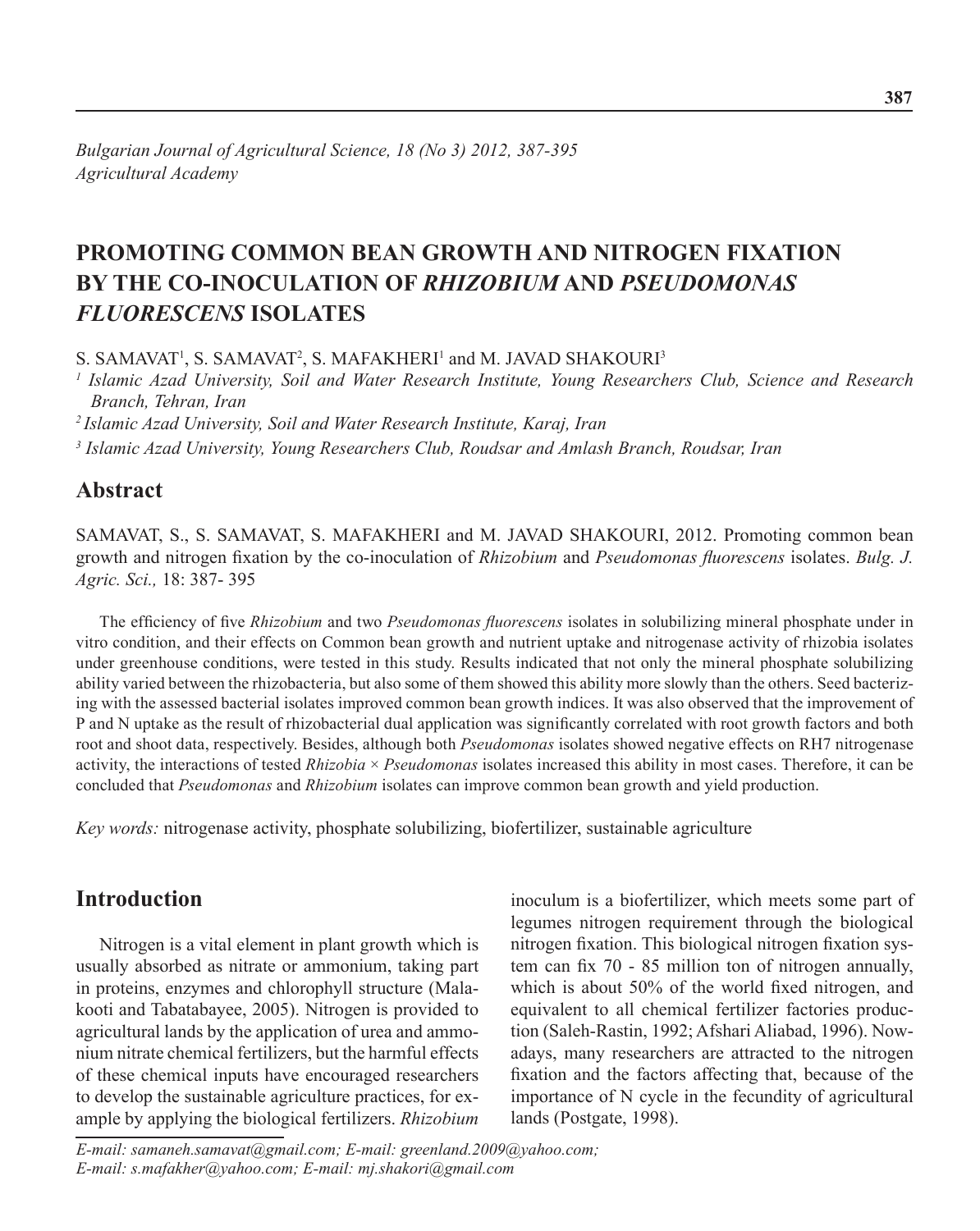*Bulgarian Journal of Agricultural Science, 18 (No 3) 2012, 387-395*
*Agricultural Academy*

# PROMOTING COMMON BEAN GROWTH AND NITROGEN FIXATION BY THE CO-INOCULATION OF *RHIZOBIUM* AND *PSEUDOMONAS FLUORESCENS* ISOLATES

S. SAMAVAT[1], S. SAMAVAT[2], S. MAFAKHERI[1] and M. JAVAD SHAKOURI[3]

[1] *Islamic Azad University, Soil and Water Research Institute, Young Researchers Club, Science and Research Branch, Tehran, Iran*

[2] *Islamic Azad University, Soil and Water Research Institute, Karaj, Iran*

[3] *Islamic Azad University, Young Researchers Club, Roudsar and Amlash Branch, Roudsar, Iran*

## Abstract

SAMAVAT, S., S. SAMAVAT, S. MAFAKHERI and M. JAVAD SHAKOURI, 2012. Promoting common bean growth and nitrogen fixation by the co-inoculation of *Rhizobium* and *Pseudomonas fluorescens* isolates. *Bulg. J. Agric. Sci.,* 18: 387- 395

The efficiency of five *Rhizobium* and two *Pseudomonas fluorescens* isolates in solubilizing mineral phosphate under in vitro condition, and their effects on Common bean growth and nutrient uptake and nitrogenase activity of rhizobia isolates under greenhouse conditions, were tested in this study. Results indicated that not only the mineral phosphate solubilizing ability varied between the rhizobacteria, but also some of them showed this ability more slowly than the others. Seed bacterizing with the assessed bacterial isolates improved common bean growth indices. It was also observed that the improvement of P and N uptake as the result of rhizobacterial dual application was significantly correlated with root growth factors and both root and shoot data, respectively. Besides, although both *Pseudomonas* isolates showed negative effects on RH7 nitrogenase activity, the interactions of tested *Rhizobia* × *Pseudomonas* isolates increased this ability in most cases. Therefore, it can be concluded that *Pseudomonas* and *Rhizobium* isolates can improve common bean growth and yield production.

*Key words:* nitrogenase activity, phosphate solubilizing, biofertilizer, sustainable agriculture

## Introduction

Nitrogen is a vital element in plant growth which is usually absorbed as nitrate or ammonium, taking part in proteins, enzymes and chlorophyll structure (Malakooti and Tabatabayee, 2005). Nitrogen is provided to agricultural lands by the application of urea and ammonium nitrate chemical fertilizers, but the harmful effects of these chemical inputs have encouraged researchers to develop the sustainable agriculture practices, for example by applying the biological fertilizers. *Rhizobium* inoculum is a biofertilizer, which meets some part of legumes nitrogen requirement through the biological nitrogen fixation. This biological nitrogen fixation system can fix 70 - 85 million ton of nitrogen annually, which is about 50% of the world fixed nitrogen, and equivalent to all chemical fertilizer factories production (Saleh-Rastin, 1992; Afshari Aliabad, 1996). Nowadays, many researchers are attracted to the nitrogen fixation and the factors affecting that, because of the importance of N cycle in the fecundity of agricultural lands (Postgate, 1998).

*E-mail: samaneh.samavat@gmail.com; E-mail: greenland.2009@yahoo.com;*
*E-mail: s.mafakher@yahoo.com; E-mail: mj.shakori@gmail.com*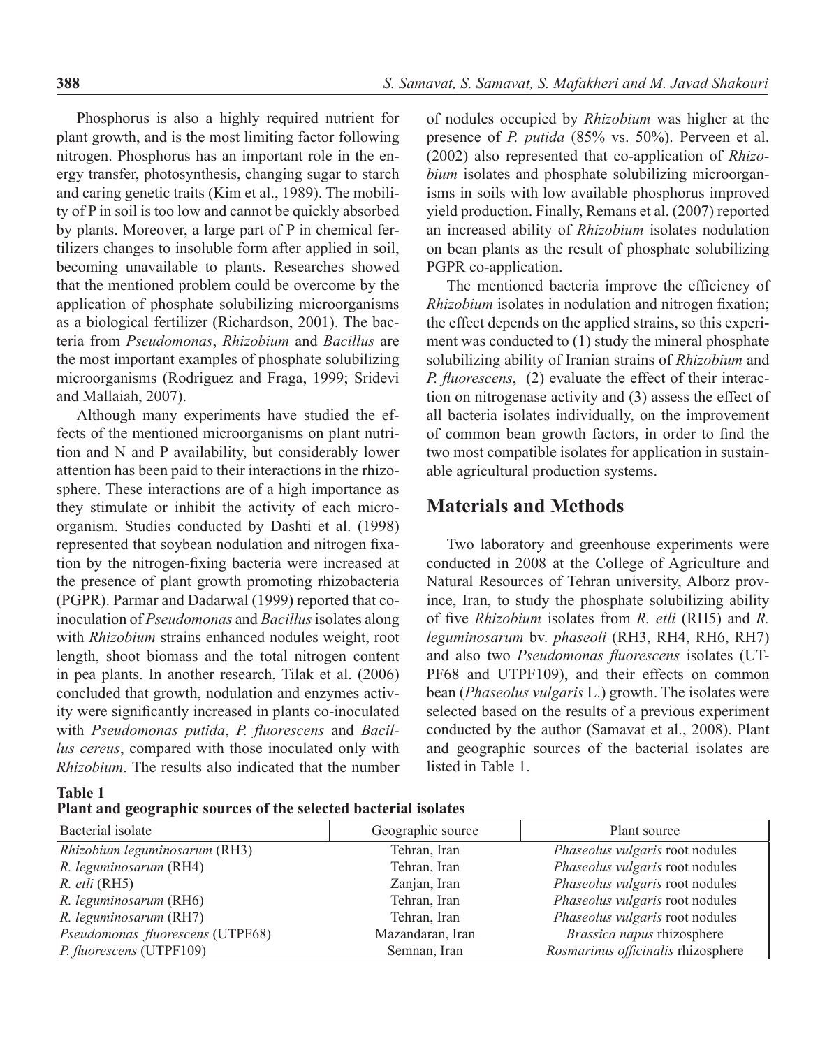Phosphorus is also a highly required nutrient for plant growth, and is the most limiting factor following nitrogen. Phosphorus has an important role in the energy transfer, photosynthesis, changing sugar to starch and caring genetic traits (Kim et al., 1989). The mobility of P in soil is too low and cannot be quickly absorbed by plants. Moreover, a large part of P in chemical fertilizers changes to insoluble form after applied in soil, becoming unavailable to plants. Researches showed that the mentioned problem could be overcome by the application of phosphate solubilizing microorganisms as a biological fertilizer (Richardson, 2001). The bacteria from *Pseudomonas*, *Rhizobium* and *Bacillus* are the most important examples of phosphate solubilizing microorganisms (Rodriguez and Fraga, 1999; Sridevi and Mallaiah, 2007).

Although many experiments have studied the effects of the mentioned microorganisms on plant nutrition and N and P availability, but considerably lower attention has been paid to their interactions in the rhizosphere. These interactions are of a high importance as they stimulate or inhibit the activity of each microorganism. Studies conducted by Dashti et al. (1998) represented that soybean nodulation and nitrogen fixation by the nitrogen-fixing bacteria were increased at the presence of plant growth promoting rhizobacteria (PGPR). Parmar and Dadarwal (1999) reported that co-inoculation of *Pseudomonas* and *Bacillus* isolates along with *Rhizobium* strains enhanced nodules weight, root length, shoot biomass and the total nitrogen content in pea plants. In another research, Tilak et al. (2006) concluded that growth, nodulation and enzymes activity were significantly increased in plants co-inoculated with *Pseudomonas putida*, *P. fluorescens* and *Bacillus cereus*, compared with those inoculated only with *Rhizobium*. The results also indicated that the number of nodules occupied by *Rhizobium* was higher at the presence of *P. putida* (85% vs. 50%). Perveen et al. (2002) also represented that co-application of *Rhizobium* isolates and phosphate solubilizing microorganisms in soils with low available phosphorus improved yield production. Finally, Remans et al. (2007) reported an increased ability of *Rhizobium* isolates nodulation on bean plants as the result of phosphate solubilizing PGPR co-application.

The mentioned bacteria improve the efficiency of *Rhizobium* isolates in nodulation and nitrogen fixation; the effect depends on the applied strains, so this experiment was conducted to (1) study the mineral phosphate solubilizing ability of Iranian strains of *Rhizobium* and *P. fluorescens*, (2) evaluate the effect of their interaction on nitrogenase activity and (3) assess the effect of all bacteria isolates individually, on the improvement of common bean growth factors, in order to find the two most compatible isolates for application in sustainable agricultural production systems.

## Materials and Methods

Two laboratory and greenhouse experiments were conducted in 2008 at the College of Agriculture and Natural Resources of Tehran university, Alborz province, Iran, to study the phosphate solubilizing ability of five *Rhizobium* isolates from *R. etli* (RH5) and *R. leguminosarum* bv. *phaseoli* (RH3, RH4, RH6, RH7) and also two *Pseudomonas fluorescens* isolates (UTPF68 and UTPF109), and their effects on common bean (*Phaseolus vulgaris* L.) growth. The isolates were selected based on the results of a previous experiment conducted by the author (Samavat et al., 2008). Plant and geographic sources of the bacterial isolates are listed in Table 1.

**Table 1**
**Plant and geographic sources of the selected bacterial isolates**

| Bacterial isolate | Geographic source | Plant source |
|---|---|---|
| *Rhizobium leguminosarum* (RH3) | Tehran, Iran | *Phaseolus vulgaris* root nodules |
| *R. leguminosarum* (RH4) | Tehran, Iran | *Phaseolus vulgaris* root nodules |
| *R. etli* (RH5) | Zanjan, Iran | *Phaseolus vulgaris* root nodules |
| *R. leguminosarum* (RH6) | Tehran, Iran | *Phaseolus vulgaris* root nodules |
| *R. leguminosarum* (RH7) | Tehran, Iran | *Phaseolus vulgaris* root nodules |
| *Pseudomonas fluorescens* (UTPF68) | Mazandaran, Iran | *Brassica napus* rhizosphere |
| *P. fluorescens* (UTPF109) | Semnan, Iran | *Rosmarinus officinalis* rhizosphere |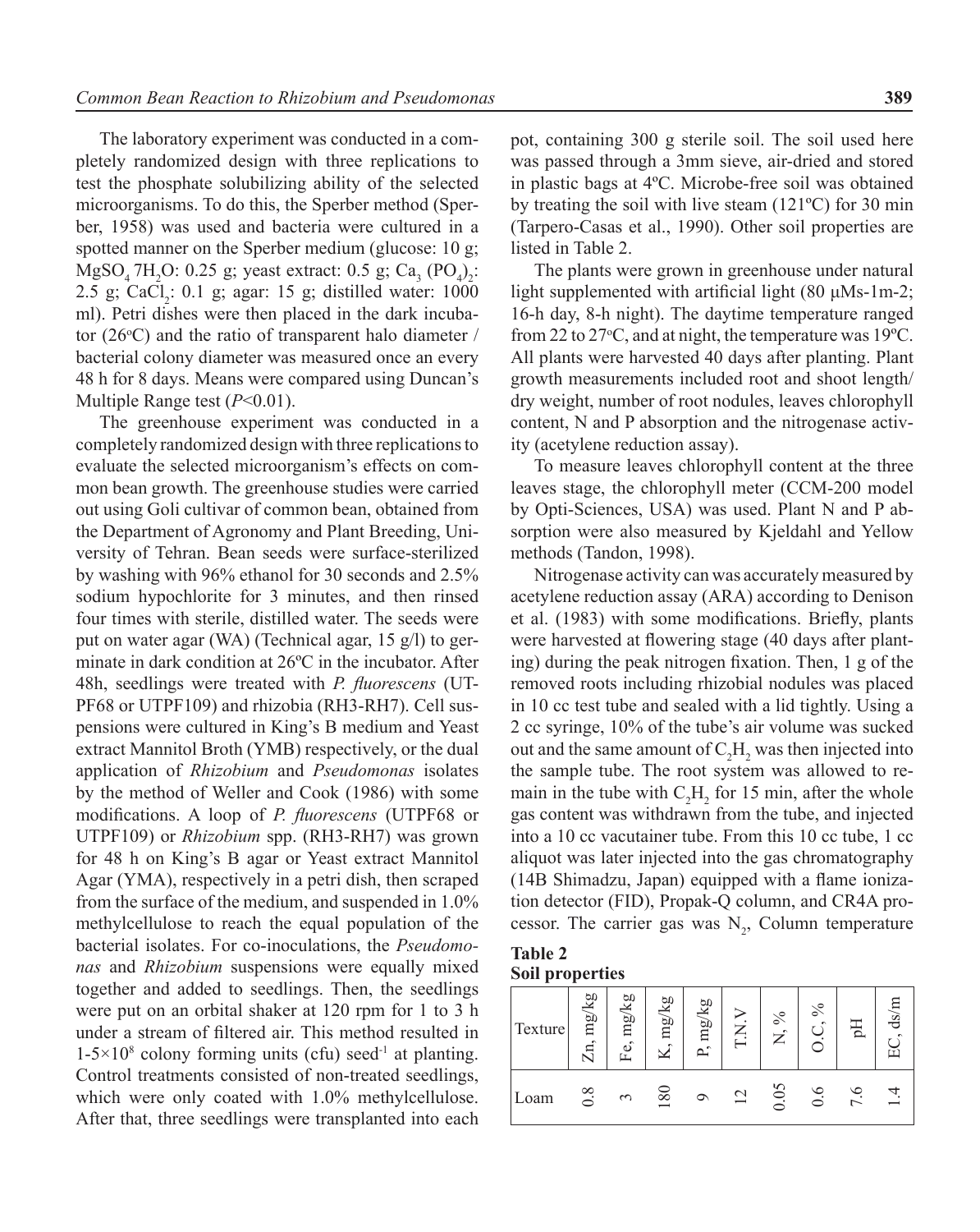The laboratory experiment was conducted in a completely randomized design with three replications to test the phosphate solubilizing ability of the selected microorganisms. To do this, the Sperber method (Sperber, 1958) was used and bacteria were cultured in a spotted manner on the Sperber medium (glucose: 10 g; $MgSO_4\,7H_2O$: 0.25 g; yeast extract: 0.5 g; $Ca_3\,(PO_4)_2$: 2.5 g; $CaCl_2$: 0.1 g; agar: 15 g; distilled water: 1000 ml). Petri dishes were then placed in the dark incubator (26ºC) and the ratio of transparent halo diameter / bacterial colony diameter was measured once an every 48 h for 8 days. Means were compared using Duncan's Multiple Range test ($P$<0.01).

The greenhouse experiment was conducted in a completely randomized design with three replications to evaluate the selected microorganism's effects on common bean growth. The greenhouse studies were carried out using Goli cultivar of common bean, obtained from the Department of Agronomy and Plant Breeding, University of Tehran. Bean seeds were surface-sterilized by washing with 96% ethanol for 30 seconds and 2.5% sodium hypochlorite for 3 minutes, and then rinsed four times with sterile, distilled water. The seeds were put on water agar (WA) (Technical agar, 15 g/l) to germinate in dark condition at 26ºC in the incubator. After 48h, seedlings were treated with *P. fluorescens* (UTPF68 or UTPF109) and rhizobia (RH3-RH7). Cell suspensions were cultured in King's B medium and Yeast extract Mannitol Broth (YMB) respectively, or the dual application of *Rhizobium* and *Pseudomonas* isolates by the method of Weller and Cook (1986) with some modifications. A loop of *P. fluorescens* (UTPF68 or UTPF109) or *Rhizobium* spp. (RH3-RH7) was grown for 48 h on King's B agar or Yeast extract Mannitol Agar (YMA), respectively in a petri dish, then scraped from the surface of the medium, and suspended in 1.0% methylcellulose to reach the equal population of the bacterial isolates. For co-inoculations, the *Pseudomonas* and *Rhizobium* suspensions were equally mixed together and added to seedlings. Then, the seedlings were put on an orbital shaker at 120 rpm for 1 to 3 h under a stream of filtered air. This method resulted in $1\text{-}5\times10^8$ colony forming units (cfu) seed$^{-1}$ at planting. Control treatments consisted of non-treated seedlings, which were only coated with 1.0% methylcellulose. After that, three seedlings were transplanted into each pot, containing 300 g sterile soil. The soil used here was passed through a 3mm sieve, air-dried and stored in plastic bags at 4ºC. Microbe-free soil was obtained by treating the soil with live steam (121ºC) for 30 min (Tarpero-Casas et al., 1990). Other soil properties are listed in Table 2.

The plants were grown in greenhouse under natural light supplemented with artificial light (80 μMs-1m-2; 16-h day, 8-h night). The daytime temperature ranged from 22 to 27ºC, and at night, the temperature was 19ºC. All plants were harvested 40 days after planting. Plant growth measurements included root and shoot length/ dry weight, number of root nodules, leaves chlorophyll content, N and P absorption and the nitrogenase activity (acetylene reduction assay).

To measure leaves chlorophyll content at the three leaves stage, the chlorophyll meter (CCM-200 model by Opti-Sciences, USA) was used. Plant N and P absorption were also measured by Kjeldahl and Yellow methods (Tandon, 1998).

Nitrogenase activity can was accurately measured by acetylene reduction assay (ARA) according to Denison et al. (1983) with some modifications. Briefly, plants were harvested at flowering stage (40 days after planting) during the peak nitrogen fixation. Then, 1 g of the removed roots including rhizobial nodules was placed in 10 cc test tube and sealed with a lid tightly. Using a 2 cc syringe, 10% of the tube's air volume was sucked out and the same amount of $C_2H_2$ was then injected into the sample tube. The root system was allowed to remain in the tube with $C_2H_2$ for 15 min, after the whole gas content was withdrawn from the tube, and injected into a 10 cc vacutainer tube. From this 10 cc tube, 1 cc aliquot was later injected into the gas chromatography (14B Shimadzu, Japan) equipped with a flame ionization detector (FID), Propak-Q column, and CR4A processor. The carrier gas was $N_2$, Column temperature

**Table 2**
**Soil properties**

| Texture | Zn, mg/kg | Fe, mg/kg | K, mg/kg | P, mg/kg | T.N.V | N, % | O.C, % | pH | EC, ds/m |
|---|---|---|---|---|---|---|---|---|---|
| Loam | 0.8 | 3 | 180 | 9 | 12 | 0.05 | 0.6 | 7.6 | 1.4 |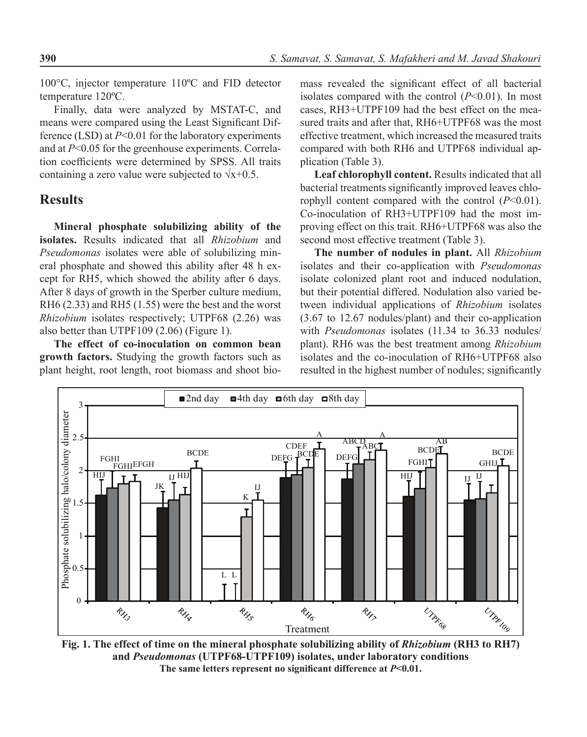100°C, injector temperature 110ºC and FID detector temperature 120ºC.

Finally, data were analyzed by MSTAT-C, and means were compared using the Least Significant Difference (LSD) at *P*<0.01 for the laboratory experiments and at *P*<0.05 for the greenhouse experiments. Correlation coefficients were determined by SPSS. All traits containing a zero value were subjected to $\sqrt{x+0.5}$.

## Results

**Mineral phosphate solubilizing ability of the isolates.** Results indicated that all *Rhizobium* and *Pseudomonas* isolates were able of solubilizing mineral phosphate and showed this ability after 48 h except for RH5, which showed the ability after 6 days. After 8 days of growth in the Sperber culture medium, RH6 (2.33) and RH5 (1.55) were the best and the worst *Rhizobium* isolates respectively; UTPF68 (2.26) was also better than UTPF109 (2.06) (Figure 1).

**The effect of co-inoculation on common bean growth factors.** Studying the growth factors such as plant height, root length, root biomass and shoot biomass revealed the significant effect of all bacterial isolates compared with the control (*P*<0.01). In most cases, RH3+UTPF109 had the best effect on the measured traits and after that, RH6+UTPF68 was the most effective treatment, which increased the measured traits compared with both RH6 and UTPF68 individual application (Table 3).

**Leaf chlorophyll content.** Results indicated that all bacterial treatments significantly improved leaves chlorophyll content compared with the control (*P*<0.01). Co-inoculation of RH3+UTPF109 had the most improving effect on this trait. RH6+UTPF68 was also the second most effective treatment (Table 3).

**The number of nodules in plant.** All *Rhizobium* isolates and their co-application with *Pseudomonas* isolate colonized plant root and induced nodulation, but their potential differed. Nodulation also varied between individual applications of *Rhizobium* isolates (3.67 to 12.67 nodules/plant) and their co-application with *Pseudomonas* isolates (11.34 to 36.33 nodules/plant). RH6 was the best treatment among *Rhizobium* isolates and the co-inoculation of RH6+UTPF68 also resulted in the highest number of nodules; significantly

**Fig. 1. The effect of time on the mineral phosphate solubilizing ability of *Rhizobium* (RH3 to RH7) and *Pseudomonas* (UTPF68-UTPF109) isolates, under laboratory conditions**
**The same letters represent no significant difference at *P*<0.01.**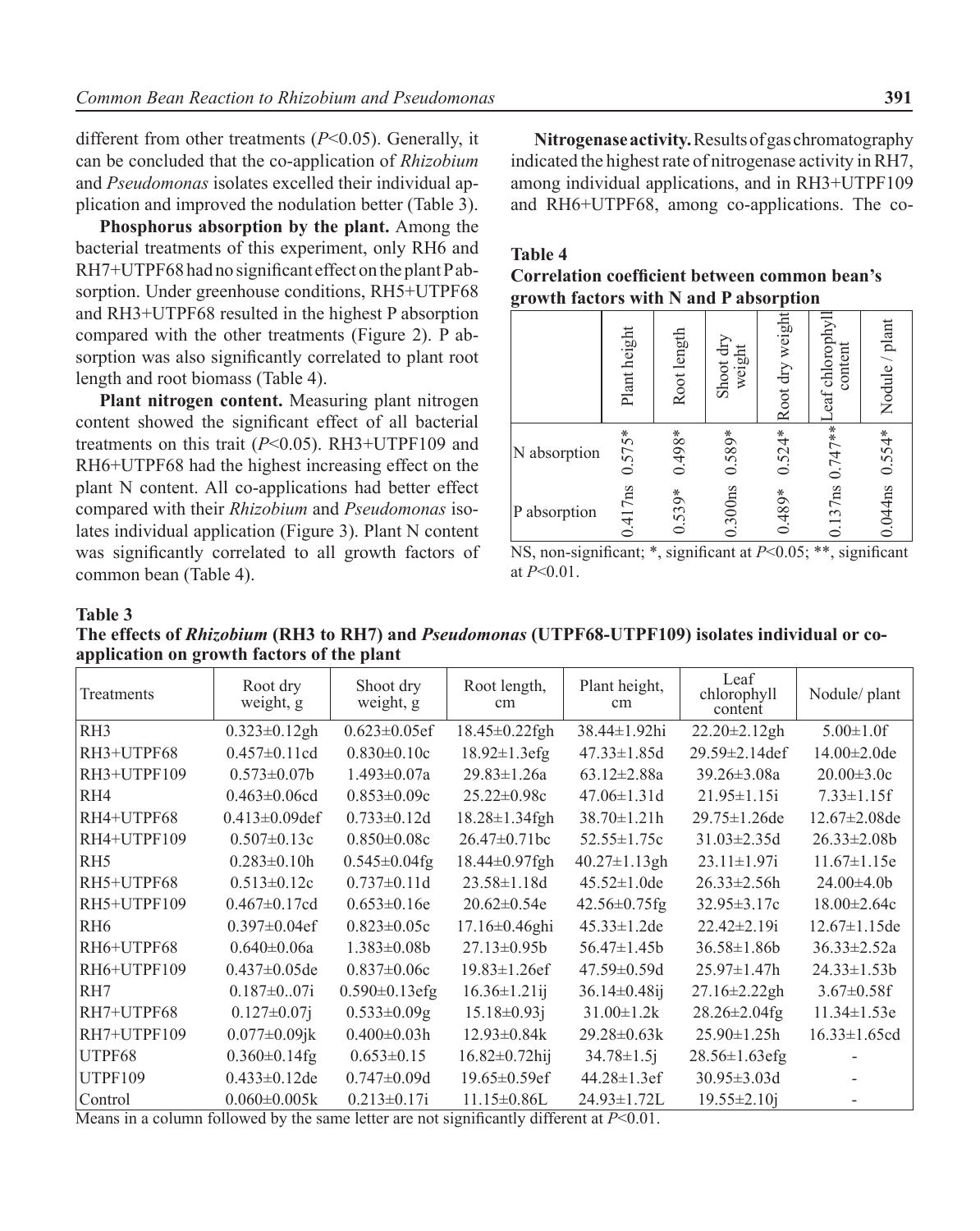different from other treatments ($P$<0.05). Generally, it can be concluded that the co-application of *Rhizobium* and *Pseudomonas* isolates excelled their individual application and improved the nodulation better (Table 3).

**Phosphorus absorption by the plant.** Among the bacterial treatments of this experiment, only RH6 and RH7+UTPF68 had no significant effect on the plant P absorption. Under greenhouse conditions, RH5+UTPF68 and RH3+UTPF68 resulted in the highest P absorption compared with the other treatments (Figure 2). P absorption was also significantly correlated to plant root length and root biomass (Table 4).

**Plant nitrogen content.** Measuring plant nitrogen content showed the significant effect of all bacterial treatments on this trait ($P$<0.05). RH3+UTPF109 and RH6+UTPF68 had the highest increasing effect on the plant N content. All co-applications had better effect compared with their *Rhizobium* and *Pseudomonas* isolates individual application (Figure 3). Plant N content was significantly correlated to all growth factors of common bean (Table 4).

**Nitrogenase activity.** Results of gas chromatography indicated the highest rate of nitrogenase activity in RH7, among individual applications, and in RH3+UTPF109 and RH6+UTPF68, among co-applications. The co-

**Table 4**
**Correlation coefficient between common bean's growth factors with N and P absorption**

| | Plant height | Root length | Shoot dry weight | Root dry weight | Leaf chlorophyll content | Nodule / plant |
|---|---|---|---|---|---|---|
| N absorption | 0.575* | 0.498* | 0.589* | 0.524* | 0.747** | 0.554* |
| P absorption | 0.417ns | 0.539* | 0.300ns | 0.489* | 0.137ns | 0.044ns |

NS, non-significant; *, significant at $P$<0.05; **, significant at $P$<0.01.

**Table 3**
**The effects of *Rhizobium* (RH3 to RH7) and *Pseudomonas* (UTPF68-UTPF109) isolates individual or co-application on growth factors of the plant**

| Treatments | Root dry weight, g | Shoot dry weight, g | Root length, cm | Plant height, cm | Leaf chlorophyll content | Nodule/ plant |
|---|---|---|---|---|---|---|
| RH3 | 0.323±0.12gh | 0.623±0.05ef | 18.45±0.22fgh | 38.44±1.92hi | 22.20±2.12gh | 5.00±1.0f |
| RH3+UTPF68 | 0.457±0.11cd | 0.830±0.10c | 18.92±1.3efg | 47.33±1.85d | 29.59±2.14def | 14.00±2.0de |
| RH3+UTPF109 | 0.573±0.07b | 1.493±0.07a | 29.83±1.26a | 63.12±2.88a | 39.26±3.08a | 20.00±3.0c |
| RH4 | 0.463±0.06cd | 0.853±0.09c | 25.22±0.98c | 47.06±1.31d | 21.95±1.15i | 7.33±1.15f |
| RH4+UTPF68 | 0.413±0.09def | 0.733±0.12d | 18.28±1.34fgh | 38.70±1.21h | 29.75±1.26de | 12.67±2.08de |
| RH4+UTPF109 | 0.507±0.13c | 0.850±0.08c | 26.47±0.71bc | 52.55±1.75c | 31.03±2.35d | 26.33±2.08b |
| RH5 | 0.283±0.10h | 0.545±0.04fg | 18.44±0.97fgh | 40.27±1.13gh | 23.11±1.97i | 11.67±1.15e |
| RH5+UTPF68 | 0.513±0.12c | 0.737±0.11d | 23.58±1.18d | 45.52±1.0de | 26.33±2.56h | 24.00±4.0b |
| RH5+UTPF109 | 0.467±0.17cd | 0.653±0.16e | 20.62±0.54e | 42.56±0.75fg | 32.95±3.17c | 18.00±2.64c |
| RH6 | 0.397±0.04ef | 0.823±0.05c | 17.16±0.46ghi | 45.33±1.2de | 22.42±2.19i | 12.67±1.15de |
| RH6+UTPF68 | 0.640±0.06a | 1.383±0.08b | 27.13±0.95b | 56.47±1.45b | 36.58±1.86b | 36.33±2.52a |
| RH6+UTPF109 | 0.437±0.05de | 0.837±0.06c | 19.83±1.26ef | 47.59±0.59d | 25.97±1.47h | 24.33±1.53b |
| RH7 | 0.187±0..07i | 0.590±0.13efg | 16.36±1.21ij | 36.14±0.48ij | 27.16±2.22gh | 3.67±0.58f |
| RH7+UTPF68 | 0.127±0.07j | 0.533±0.09g | 15.18±0.93j | 31.00±1.2k | 28.26±2.04fg | 11.34±1.53e |
| RH7+UTPF109 | 0.077±0.09jk | 0.400±0.03h | 12.93±0.84k | 29.28±0.63k | 25.90±1.25h | 16.33±1.65cd |
| UTPF68 | 0.360±0.14fg | 0.653±0.15 | 16.82±0.72hij | 34.78±1.5j | 28.56±1.63efg | - |
| UTPF109 | 0.433±0.12de | 0.747±0.09d | 19.65±0.59ef | 44.28±1.3ef | 30.95±3.03d | - |
| Control | 0.060±0.005k | 0.213±0.17i | 11.15±0.86L | 24.93±1.72L | 19.55±2.10j | - |

Means in a column followed by the same letter are not significantly different at $P$<0.01.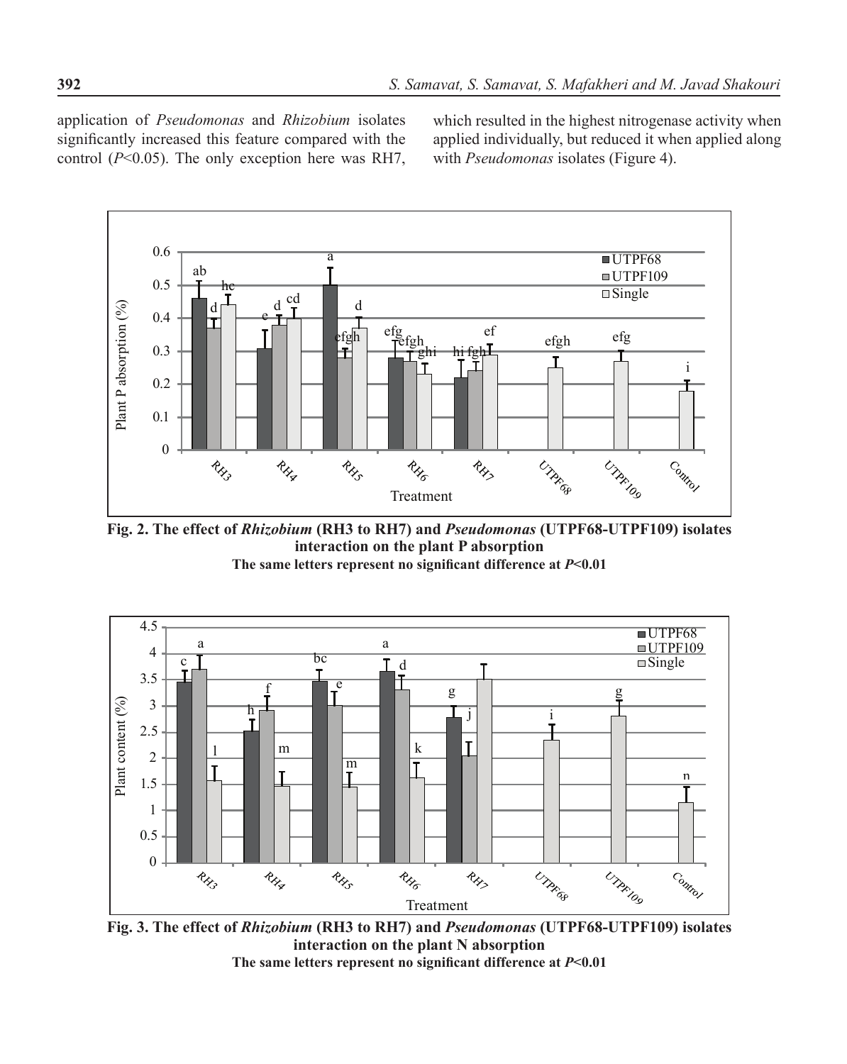application of *Pseudomonas* and *Rhizobium* isolates significantly increased this feature compared with the control ($P$<0.05). The only exception here was RH7, which resulted in the highest nitrogenase activity when applied individually, but reduced it when applied along with *Pseudomonas* isolates (Figure 4).

**Fig. 2. The effect of *Rhizobium* (RH3 to RH7) and *Pseudomonas* (UTPF68-UTPF109) isolates interaction on the plant P absorption**

**The same letters represent no significant difference at $P$<0.01**

**Fig. 3. The effect of *Rhizobium* (RH3 to RH7) and *Pseudomonas* (UTPF68-UTPF109) isolates interaction on the plant N absorption**

**The same letters represent no significant difference at $P$<0.01**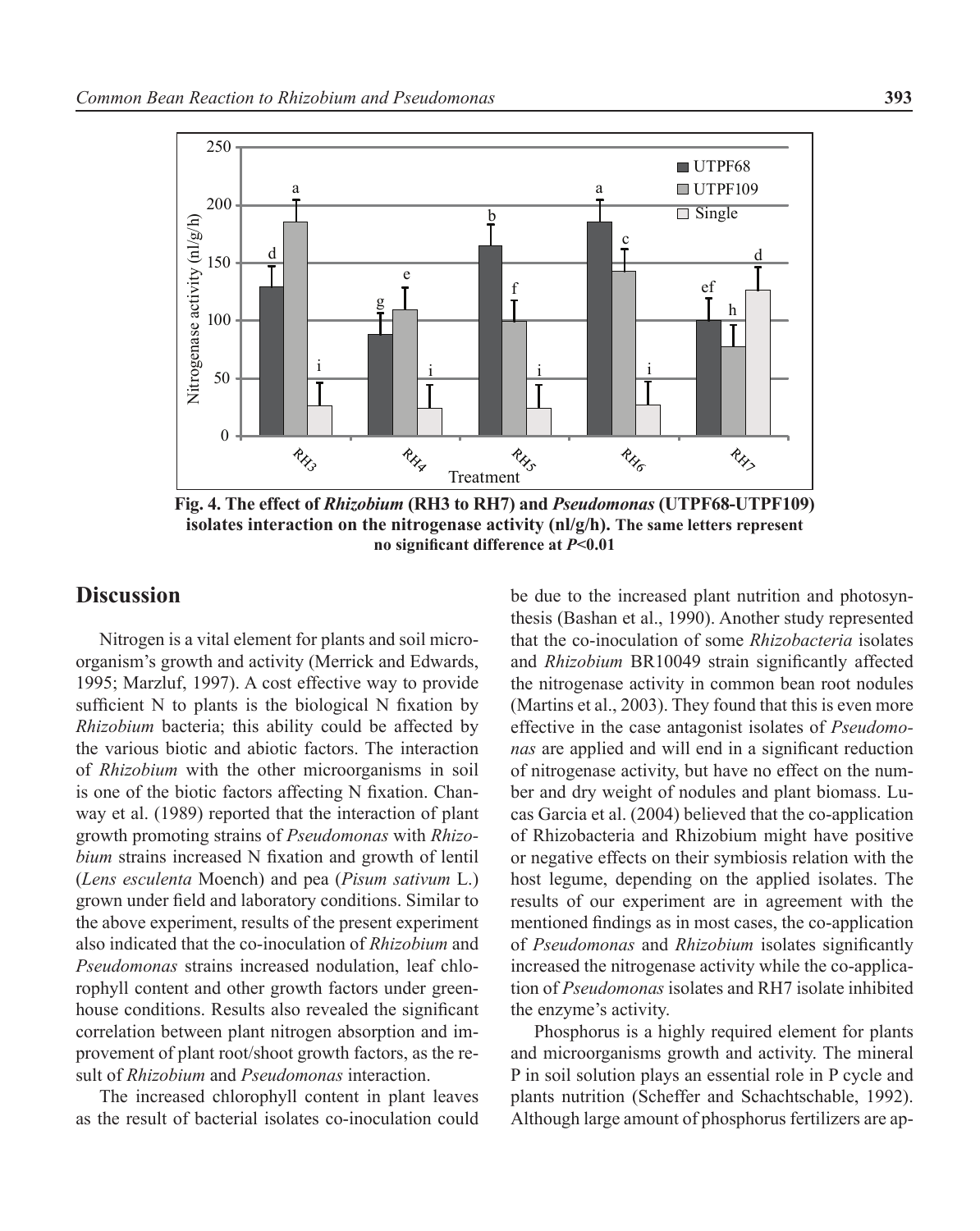Fig. 4. The effect of *Rhizobium* (RH3 to RH7) and *Pseudomonas* (UTPF68-UTPF109) isolates interaction on the nitrogenase activity (nl/g/h). The same letters represent no significant difference at $P<0.01$

## Discussion

Nitrogen is a vital element for plants and soil microorganism's growth and activity (Merrick and Edwards, 1995; Marzluf, 1997). A cost effective way to provide sufficient N to plants is the biological N fixation by *Rhizobium* bacteria; this ability could be affected by the various biotic and abiotic factors. The interaction of *Rhizobium* with the other microorganisms in soil is one of the biotic factors affecting N fixation. Chanway et al. (1989) reported that the interaction of plant growth promoting strains of *Pseudomonas* with *Rhizobium* strains increased N fixation and growth of lentil (*Lens esculenta* Moench) and pea (*Pisum sativum* L.) grown under field and laboratory conditions. Similar to the above experiment, results of the present experiment also indicated that the co-inoculation of *Rhizobium* and *Pseudomonas* strains increased nodulation, leaf chlorophyll content and other growth factors under greenhouse conditions. Results also revealed the significant correlation between plant nitrogen absorption and improvement of plant root/shoot growth factors, as the result of *Rhizobium* and *Pseudomonas* interaction.

The increased chlorophyll content in plant leaves as the result of bacterial isolates co-inoculation could be due to the increased plant nutrition and photosynthesis (Bashan et al., 1990). Another study represented that the co-inoculation of some *Rhizobacteria* isolates and *Rhizobium* BR10049 strain significantly affected the nitrogenase activity in common bean root nodules (Martins et al., 2003). They found that this is even more effective in the case antagonist isolates of *Pseudomonas* are applied and will end in a significant reduction of nitrogenase activity, but have no effect on the number and dry weight of nodules and plant biomass. Lucas Garcia et al. (2004) believed that the co-application of Rhizobacteria and Rhizobium might have positive or negative effects on their symbiosis relation with the host legume, depending on the applied isolates. The results of our experiment are in agreement with the mentioned findings as in most cases, the co-application of *Pseudomonas* and *Rhizobium* isolates significantly increased the nitrogenase activity while the co-application of *Pseudomonas* isolates and RH7 isolate inhibited the enzyme's activity.

Phosphorus is a highly required element for plants and microorganisms growth and activity. The mineral P in soil solution plays an essential role in P cycle and plants nutrition (Scheffer and Schachtschable, 1992). Although large amount of phosphorus fertilizers are ap-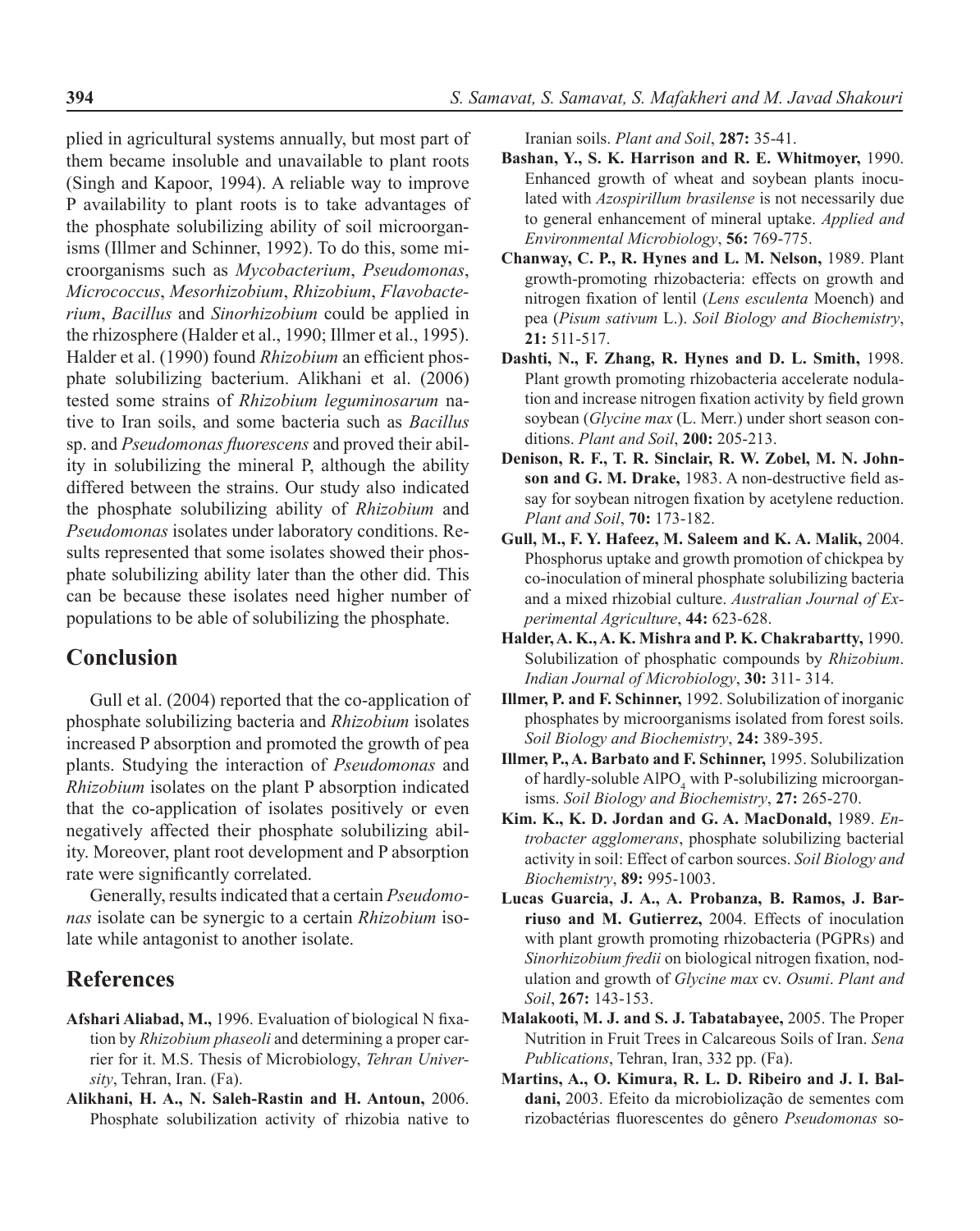plied in agricultural systems annually, but most part of them became insoluble and unavailable to plant roots (Singh and Kapoor, 1994). A reliable way to improve P availability to plant roots is to take advantages of the phosphate solubilizing ability of soil microorganisms (Illmer and Schinner, 1992). To do this, some microorganisms such as *Mycobacterium*, *Pseudomonas*, *Micrococcus*, *Mesorhizobium*, *Rhizobium*, *Flavobacterium*, *Bacillus* and *Sinorhizobium* could be applied in the rhizosphere (Halder et al., 1990; Illmer et al., 1995). Halder et al. (1990) found *Rhizobium* an efficient phosphate solubilizing bacterium. Alikhani et al. (2006) tested some strains of *Rhizobium leguminosarum* native to Iran soils, and some bacteria such as *Bacillus* sp. and *Pseudomonas fluorescens* and proved their ability in solubilizing the mineral P, although the ability differed between the strains. Our study also indicated the phosphate solubilizing ability of *Rhizobium* and *Pseudomonas* isolates under laboratory conditions. Results represented that some isolates showed their phosphate solubilizing ability later than the other did. This can be because these isolates need higher number of populations to be able of solubilizing the phosphate.

## Conclusion

Gull et al. (2004) reported that the co-application of phosphate solubilizing bacteria and *Rhizobium* isolates increased P absorption and promoted the growth of pea plants. Studying the interaction of *Pseudomonas* and *Rhizobium* isolates on the plant P absorption indicated that the co-application of isolates positively or even negatively affected their phosphate solubilizing ability. Moreover, plant root development and P absorption rate were significantly correlated.

Generally, results indicated that a certain *Pseudomonas* isolate can be synergic to a certain *Rhizobium* isolate while antagonist to another isolate.

## References

**Afshari Aliabad, M.,** 1996. Evaluation of biological N fixation by *Rhizobium phaseoli* and determining a proper carrier for it. M.S. Thesis of Microbiology, *Tehran University*, Tehran, Iran. (Fa).

**Alikhani, H. A., N. Saleh-Rastin and H. Antoun,** 2006. Phosphate solubilization activity of rhizobia native to Iranian soils. *Plant and Soil*, **287:** 35-41.

**Bashan, Y., S. K. Harrison and R. E. Whitmoyer,** 1990. Enhanced growth of wheat and soybean plants inoculated with *Azospirillum brasilense* is not necessarily due to general enhancement of mineral uptake. *Applied and Environmental Microbiology*, **56:** 769-775.

**Chanway, C. P., R. Hynes and L. M. Nelson,** 1989. Plant growth-promoting rhizobacteria: effects on growth and nitrogen fixation of lentil (*Lens esculenta* Moench) and pea (*Pisum sativum* L.). *Soil Biology and Biochemistry*, **21:** 511-517.

**Dashti, N., F. Zhang, R. Hynes and D. L. Smith,** 1998. Plant growth promoting rhizobacteria accelerate nodulation and increase nitrogen fixation activity by field grown soybean (*Glycine max* (L. Merr.) under short season conditions. *Plant and Soil*, **200:** 205-213.

**Denison, R. F., T. R. Sinclair, R. W. Zobel, M. N. Johnson and G. M. Drake,** 1983. A non-destructive field assay for soybean nitrogen fixation by acetylene reduction. *Plant and Soil*, **70:** 173-182.

**Gull, M., F. Y. Hafeez, M. Saleem and K. A. Malik,** 2004. Phosphorus uptake and growth promotion of chickpea by co-inoculation of mineral phosphate solubilizing bacteria and a mixed rhizobial culture. *Australian Journal of Experimental Agriculture*, **44:** 623-628.

**Halder, A. K., A. K. Mishra and P. K. Chakrabartty,** 1990. Solubilization of phosphatic compounds by *Rhizobium*. *Indian Journal of Microbiology*, **30:** 311- 314.

**Illmer, P. and F. Schinner,** 1992. Solubilization of inorganic phosphates by microorganisms isolated from forest soils. *Soil Biology and Biochemistry*, **24:** 389-395.

**Illmer, P., A. Barbato and F. Schinner,** 1995. Solubilization of hardly-soluble $AlPO_4$ with P-solubilizing microorganisms. *Soil Biology and Biochemistry*, **27:** 265-270.

**Kim. K., K. D. Jordan and G. A. MacDonald,** 1989. *Entrobacter agglomerans*, phosphate solubilizing bacterial activity in soil: Effect of carbon sources. *Soil Biology and Biochemistry*, **89:** 995-1003.

**Lucas Guarcia, J. A., A. Probanza, B. Ramos, J. Barriuso and M. Gutierrez,** 2004. Effects of inoculation with plant growth promoting rhizobacteria (PGPRs) and *Sinorhizobium fredii* on biological nitrogen fixation, nodulation and growth of *Glycine max* cv. *Osumi*. *Plant and Soil*, **267:** 143-153.

**Malakooti, M. J. and S. J. Tabatabayee,** 2005. The Proper Nutrition in Fruit Trees in Calcareous Soils of Iran. *Sena Publications*, Tehran, Iran, 332 pp. (Fa).

**Martins, A., O. Kimura, R. L. D. Ribeiro and J. I. Baldani,** 2003. Efeito da microbiolização de sementes com rizobactérias fluorescentes do gênero *Pseudomonas* so-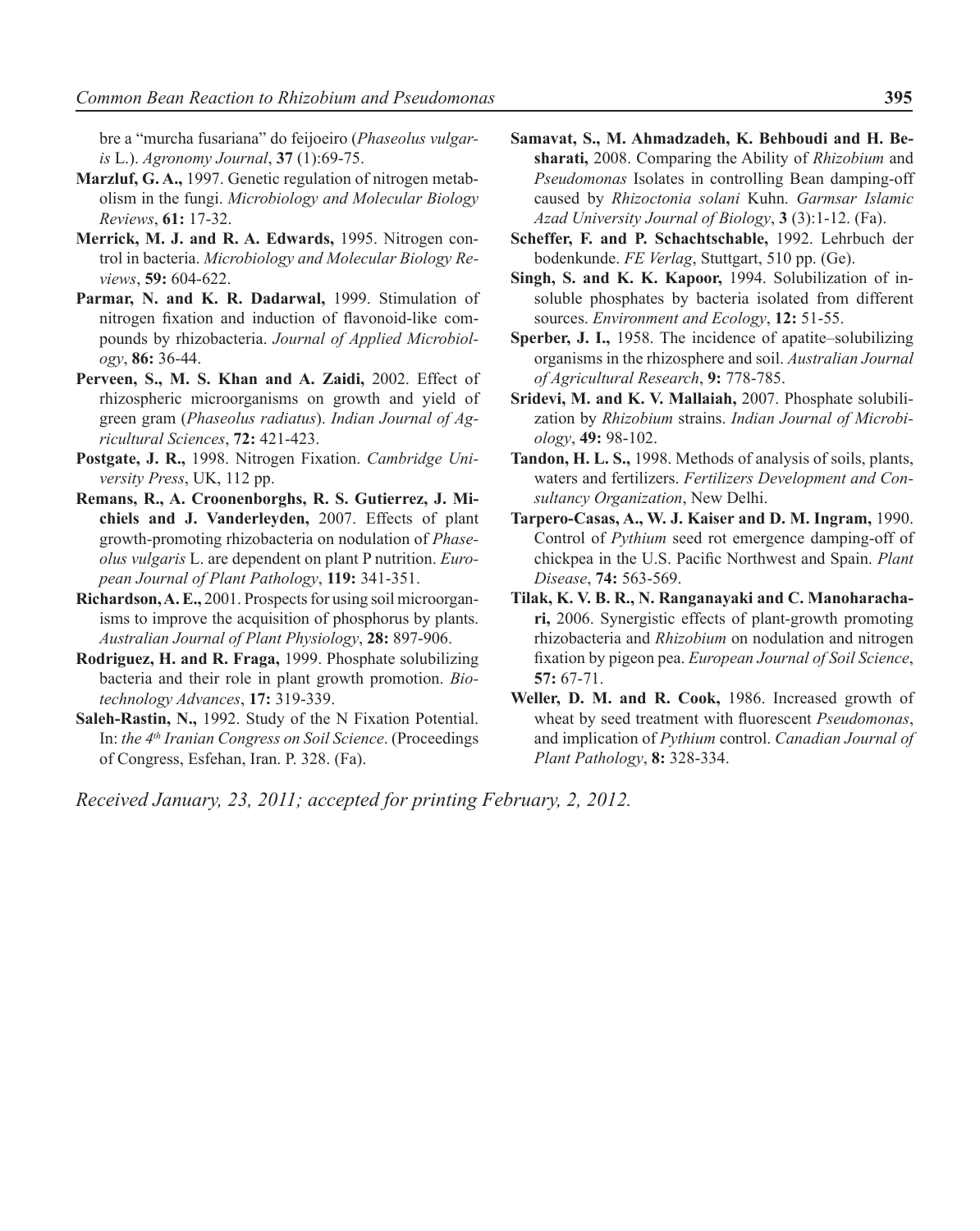bre a "murcha fusariana" do feijoeiro (*Phaseolus vulgaris* L.). *Agronomy Journal*, **37** (1):69-75.

**Marzluf, G. A.,** 1997. Genetic regulation of nitrogen metabolism in the fungi. *Microbiology and Molecular Biology Reviews*, **61:** 17-32.

**Merrick, M. J. and R. A. Edwards,** 1995. Nitrogen control in bacteria. *Microbiology and Molecular Biology Reviews*, **59:** 604-622.

**Parmar, N. and K. R. Dadarwal,** 1999. Stimulation of nitrogen fixation and induction of flavonoid-like compounds by rhizobacteria. *Journal of Applied Microbiology*, **86:** 36-44.

**Perveen, S., M. S. Khan and A. Zaidi,** 2002. Effect of rhizospheric microorganisms on growth and yield of green gram (*Phaseolus radiatus*). *Indian Journal of Agricultural Sciences*, **72:** 421-423.

**Postgate, J. R.,** 1998. Nitrogen Fixation. *Cambridge University Press*, UK, 112 pp.

**Remans, R., A. Croonenborghs, R. S. Gutierrez, J. Michiels and J. Vanderleyden,** 2007. Effects of plant growth-promoting rhizobacteria on nodulation of *Phaseolus vulgaris* L. are dependent on plant P nutrition. *European Journal of Plant Pathology*, **119:** 341-351.

**Richardson, A. E.,** 2001. Prospects for using soil microorganisms to improve the acquisition of phosphorus by plants. *Australian Journal of Plant Physiology*, **28:** 897-906.

**Rodriguez, H. and R. Fraga,** 1999. Phosphate solubilizing bacteria and their role in plant growth promotion. *Biotechnology Advances*, **17:** 319-339.

**Saleh-Rastin, N.,** 1992. Study of the N Fixation Potential. In: *the 4th Iranian Congress on Soil Science*. (Proceedings of Congress, Esfehan, Iran. P. 328. (Fa).

**Samavat, S., M. Ahmadzadeh, K. Behboudi and H. Besharati,** 2008. Comparing the Ability of *Rhizobium* and *Pseudomonas* Isolates in controlling Bean damping-off caused by *Rhizoctonia solani* Kuhn. *Garmsar Islamic Azad University Journal of Biology*, **3** (3):1-12. (Fa).

**Scheffer, F. and P. Schachtschable,** 1992. Lehrbuch der bodenkunde. *FE Verlag*, Stuttgart, 510 pp. (Ge).

**Singh, S. and K. K. Kapoor,** 1994. Solubilization of insoluble phosphates by bacteria isolated from different sources. *Environment and Ecology*, **12:** 51-55.

**Sperber, J. I.,** 1958. The incidence of apatite–solubilizing organisms in the rhizosphere and soil. *Australian Journal of Agricultural Research*, **9:** 778-785.

**Sridevi, M. and K. V. Mallaiah,** 2007. Phosphate solubilization by *Rhizobium* strains. *Indian Journal of Microbiology*, **49:** 98-102.

**Tandon, H. L. S.,** 1998. Methods of analysis of soils, plants, waters and fertilizers. *Fertilizers Development and Consultancy Organization*, New Delhi.

**Tarpero-Casas, A., W. J. Kaiser and D. M. Ingram,** 1990. Control of *Pythium* seed rot emergence damping-off of chickpea in the U.S. Pacific Northwest and Spain. *Plant Disease*, **74:** 563-569.

**Tilak, K. V. B. R., N. Ranganayaki and C. Manoharachari,** 2006. Synergistic effects of plant-growth promoting rhizobacteria and *Rhizobium* on nodulation and nitrogen fixation by pigeon pea. *European Journal of Soil Science*, **57:** 67-71.

**Weller, D. M. and R. Cook,** 1986. Increased growth of wheat by seed treatment with fluorescent *Pseudomonas*, and implication of *Pythium* control. *Canadian Journal of Plant Pathology*, **8:** 328-334.

*Received January, 23, 2011; accepted for printing February, 2, 2012.*